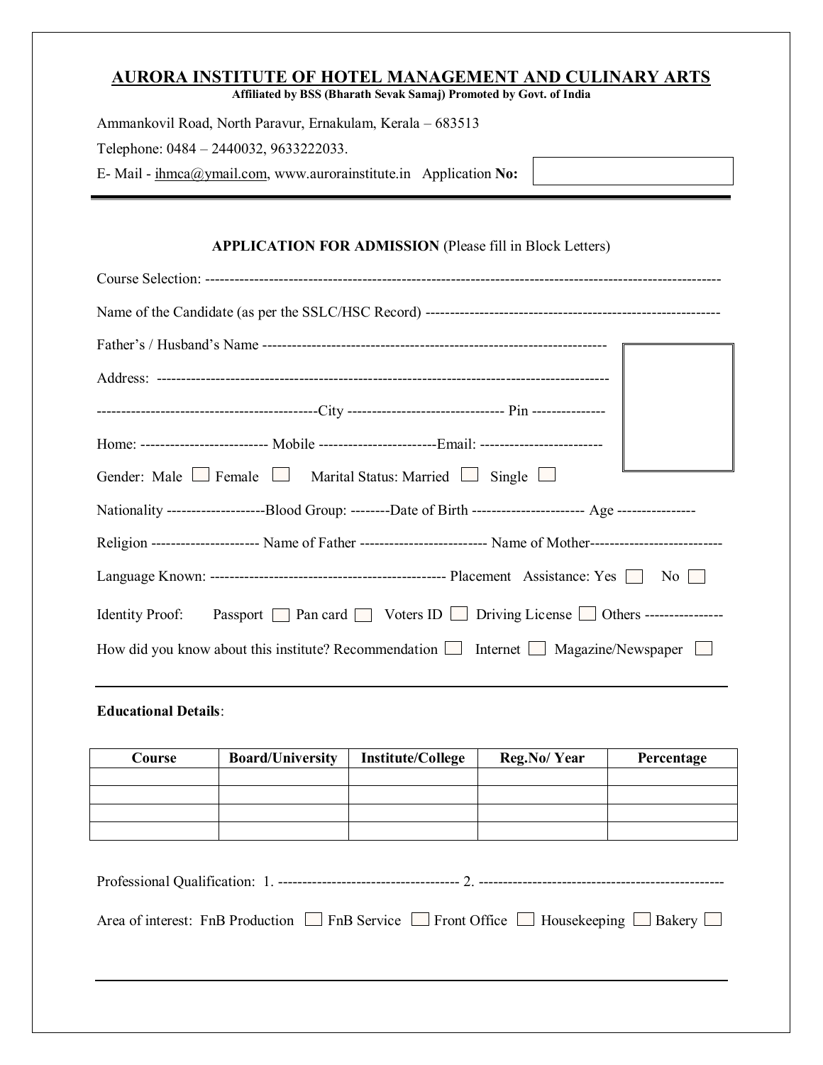# AURORA INSTITUTE OF HOTEL MANAGEMENT AND CULINARY ARTS

**Affiliated by BSS (Bharath Sevak Samaj) Promoted by Govt. of India**

Ammankovil Road, North Paravur, Ernakulam, Kerala – 683513

Telephone: 0484 – 2440032, 9633222033.

E- Mail - ihmca@ymail.com, www.aurorainstitute.in Application **No:** 

---

**APPLICATION FOR ADMISSION** (Please fill in Block Letters)

Course Selection: -----------------------------------------------------------------------------------------------------

Name of the Candidate (as per the SSLC/HSC Record) -----------------------------------------------------------

Father's / Husband's Name ---------------------------------------------------------------------

Address: ---------------------------------------------------------------------------------------------

---------------------------------------------City -------------------------------- Pin ---------------

Home: -------------------------- Mobile ------------------------Email: -------------------------

Gender: Male ☐ Female ☐ Marital Status: Married ☐ Single ☐

Nationality --------------------Blood Group: --------Date of Birth ----------------------- Age ----------------

Religion ---------------------- Name of Father -------------------------- Name of Mother---------------------------

Language Known: ------------------------------------------------ Placement Assistance: Yes ☐ No ☐

Identity Proof: Passport ☐ Pan card ☐ Voters ID ☐ Driving License ☐ Others ----------------

How did you know about this institute? Recommendation ☐ Internet ☐ Magazine/Newspaper ☐

---

**Educational Details**:

| Course | Board/University | Institute/College | Reg.No/ Year | Percentage |
|---|---|---|---|---|
| | | | | |
| | | | | |
| | | | | |
| | | | | |

Professional Qualification: 1. ------------------------------------ 2. -------------------------------------------------

Area of interest: FnB Production ☐ FnB Service ☐ Front Office ☐ Housekeeping ☐ Bakery ☐

---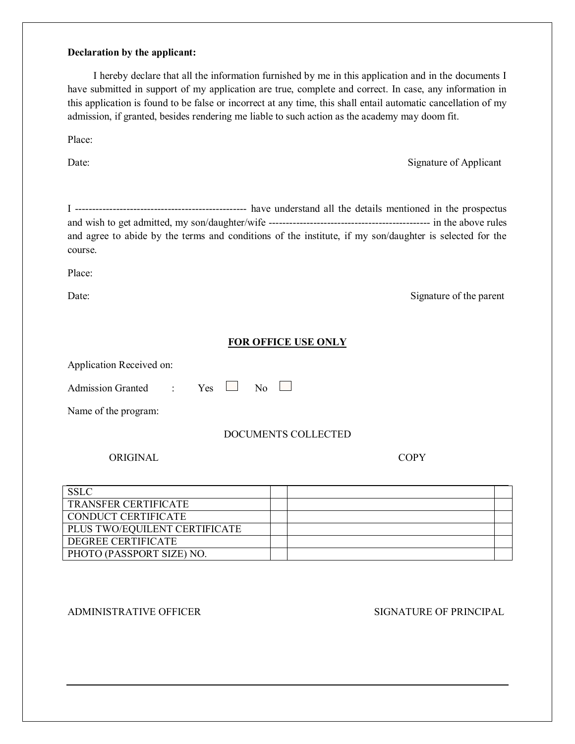**Declaration by the applicant:**

I hereby declare that all the information furnished by me in this application and in the documents I have submitted in support of my application are true, complete and correct. In case, any information in this application is found to be false or incorrect at any time, this shall entail automatic cancellation of my admission, if granted, besides rendering me liable to such action as the academy may doom fit.

Place:

Date: Signature of Applicant

I ------------------------------------------------ have understand all the details mentioned in the prospectus and wish to get admitted, my son/daughter/wife --------------------------------------------- in the above rules and agree to abide by the terms and conditions of the institute, if my son/daughter is selected for the course.

Place:

Date: Signature of the parent

**FOR OFFICE USE ONLY**

Application Received on:

Admission Granted : Yes ☐ No ☐

Name of the program:

DOCUMENTS COLLECTED

ORIGINAL COPY

| | | | |
|---|---|---|---|
| SSLC | | | |
| TRANSFER CERTIFICATE | | | |
| CONDUCT CERTIFICATE | | | |
| PLUS TWO/EQUILENT CERTIFICATE | | | |
| DEGREE CERTIFICATE | | | |
| PHOTO (PASSPORT SIZE) NO. | | | |

ADMINISTRATIVE OFFICER SIGNATURE OF PRINCIPAL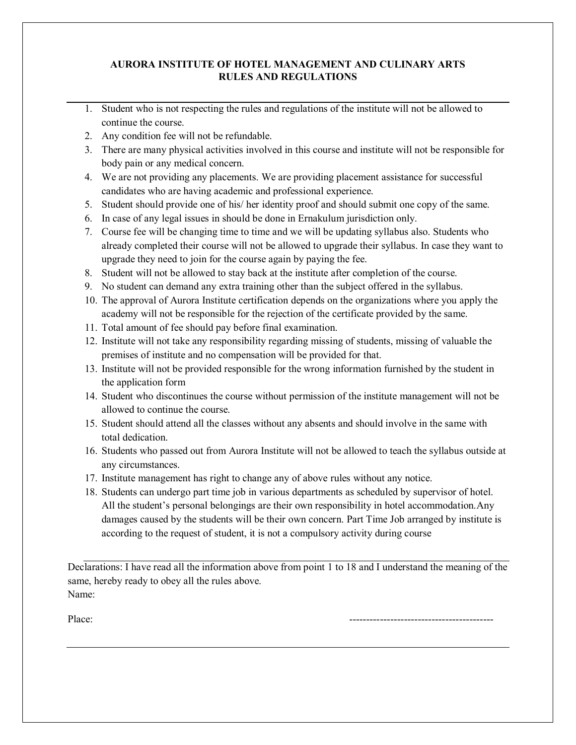**AURORA INSTITUTE OF HOTEL MANAGEMENT AND CULINARY ARTS**
**RULES AND REGULATIONS**

---

1. Student who is not respecting the rules and regulations of the institute will not be allowed to continue the course.
2. Any condition fee will not be refundable.
3. There are many physical activities involved in this course and institute will not be responsible for body pain or any medical concern.
4. We are not providing any placements. We are providing placement assistance for successful candidates who are having academic and professional experience.
5. Student should provide one of his/ her identity proof and should submit one copy of the same.
6. In case of any legal issues in should be done in Ernakulum jurisdiction only.
7. Course fee will be changing time to time and we will be updating syllabus also. Students who already completed their course will not be allowed to upgrade their syllabus. In case they want to upgrade they need to join for the course again by paying the fee.
8. Student will not be allowed to stay back at the institute after completion of the course.
9. No student can demand any extra training other than the subject offered in the syllabus.
10. The approval of Aurora Institute certification depends on the organizations where you apply the academy will not be responsible for the rejection of the certificate provided by the same.
11. Total amount of fee should pay before final examination.
12. Institute will not take any responsibility regarding missing of students, missing of valuable the premises of institute and no compensation will be provided for that.
13. Institute will not be provided responsible for the wrong information furnished by the student in the application form
14. Student who discontinues the course without permission of the institute management will not be allowed to continue the course.
15. Student should attend all the classes without any absents and should involve in the same with total dedication.
16. Students who passed out from Aurora Institute will not be allowed to teach the syllabus outside at any circumstances.
17. Institute management has right to change any of above rules without any notice.
18. Students can undergo part time job in various departments as scheduled by supervisor of hotel. All the student's personal belongings are their own responsibility in hotel accommodation.Any damages caused by the students will be their own concern. Part Time Job arranged by institute is according to the request of student, it is not a compulsory activity during course

---

Declarations: I have read all the information above from point 1 to 18 and I understand the meaning of the same, hereby ready to obey all the rules above.

Name:

Place: ------------------------------------------